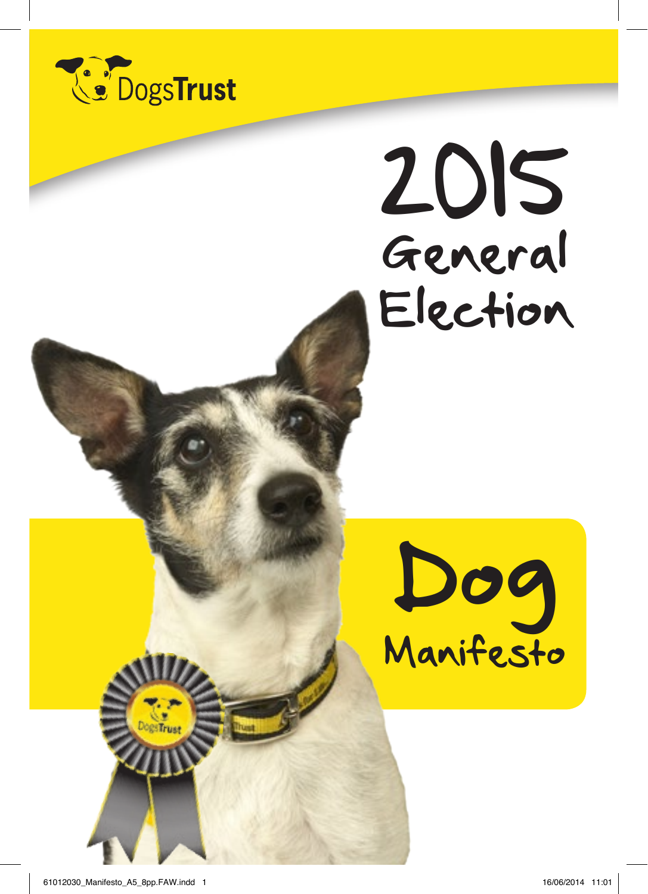DogsTrust

# 2015 General Election

# Dog Manifesto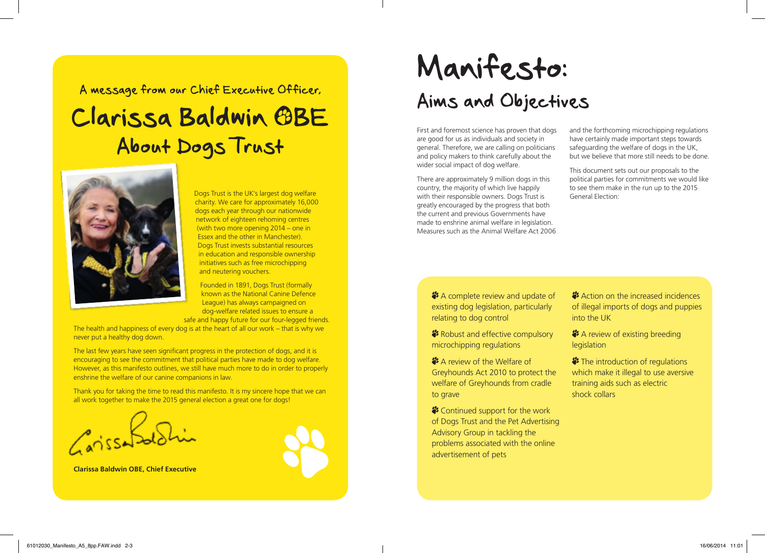### A message from our Chief Executive Officer,

# Clarissa Baldwin OBE

## About Dogs Trust

Dogs Trust is the UK's largest dog welfare charity. We care for approximately 16,000 dogs each year through our nationwide network of eighteen rehoming centres (with two more opening 2014 – one in Essex and the other in Manchester). Dogs Trust invests substantial resources in education and responsible ownership initiatives such as free microchipping and neutering vouchers.

Founded in 1891, Dogs Trust (formally known as the National Canine Defence League) has always campaigned on dog-welfare related issues to ensure a safe and happy future for our four-legged friends.

The health and happiness of every dog is at the heart of all our work – that is why we never put a healthy dog down.

The last few years have seen significant progress in the protection of dogs, and it is encouraging to see the commitment that political parties have made to dog welfare. However, as this manifesto outlines, we still have much more to do in order to properly enshrine the welfare of our canine companions in law.

Thank you for taking the time to read this manifesto. It is my sincere hope that we can all work together to make the 2015 general election a great one for dogs!

**Clarissa Baldwin OBE, Chief Executive**

# Manifesto:

## Aims and Objectives

First and foremost science has proven that dogs are good for us as individuals and society in general. Therefore, we are calling on politicians and policy makers to think carefully about the wider social impact of dog welfare.

There are approximately 9 million dogs in this country, the majority of which live happily with their responsible owners. Dogs Trust is greatly encouraged by the progress that both the current and previous Governments have made to enshrine animal welfare in legislation. Measures such as the Animal Welfare Act 2006 and the forthcoming microchipping regulations have certainly made important steps towards safeguarding the welfare of dogs in the UK, but we believe that more still needs to be done.

This document sets out our proposals to the political parties for commitments we would like to see them make in the run up to the 2015 General Election:

- A complete review and update of existing dog legislation, particularly relating to dog control
- Robust and effective compulsory microchipping regulations
- A review of the Welfare of Greyhounds Act 2010 to protect the welfare of Greyhounds from cradle to grave
- Continued support for the work of Dogs Trust and the Pet Advertising Advisory Group in tackling the problems associated with the online advertisement of pets
- Action on the increased incidences of illegal imports of dogs and puppies into the UK
- A review of existing breeding legislation
- The introduction of regulations which make it illegal to use aversive training aids such as electric shock collars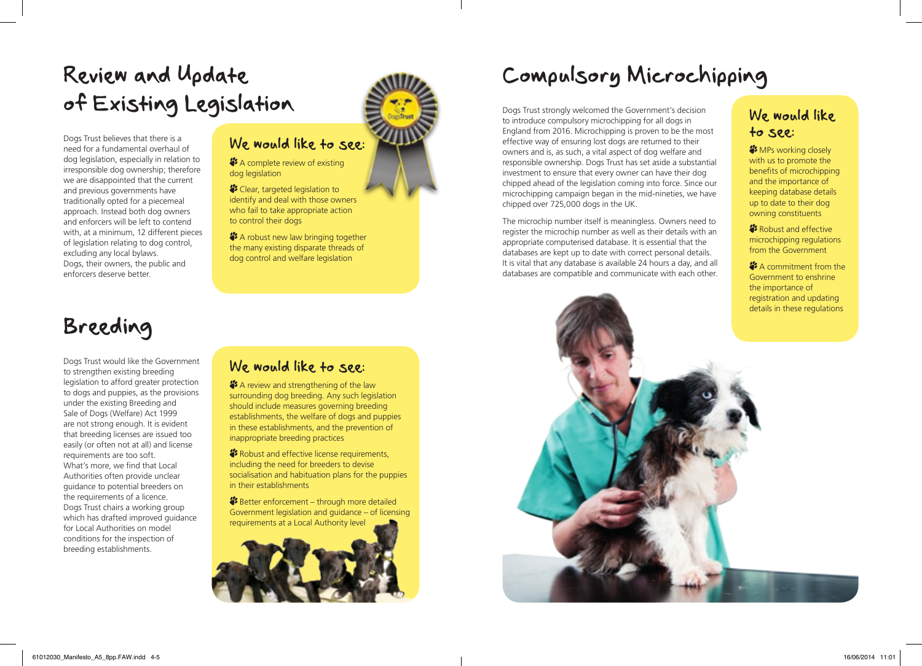# Review and Update of Existing Legislation

Dogs Trust believes that there is a need for a fundamental overhaul of dog legislation, especially in relation to irresponsible dog ownership; therefore we are disappointed that the current and previous governments have traditionally opted for a piecemeal approach. Instead both dog owners and enforcers will be left to contend with, at a minimum, 12 different pieces of legislation relating to dog control, excluding any local bylaws.
Dogs, their owners, the public and enforcers deserve better.

### We would like to see:

- A complete review of existing dog legislation
- Clear, targeted legislation to identify and deal with those owners who fail to take appropriate action to control their dogs
- A robust new law bringing together the many existing disparate threads of dog control and welfare legislation

# Breeding

Dogs Trust would like the Government to strengthen existing breeding legislation to afford greater protection to dogs and puppies, as the provisions under the existing Breeding and Sale of Dogs (Welfare) Act 1999 are not strong enough. It is evident that breeding licenses are issued too easily (or often not at all) and license requirements are too soft.
What's more, we find that Local Authorities often provide unclear guidance to potential breeders on the requirements of a licence.
Dogs Trust chairs a working group which has drafted improved guidance for Local Authorities on model conditions for the inspection of breeding establishments.

### We would like to see:

- A review and strengthening of the law surrounding dog breeding. Any such legislation should include measures governing breeding establishments, the welfare of dogs and puppies in these establishments, and the prevention of inappropriate breeding practices
- Robust and effective license requirements, including the need for breeders to devise socialisation and habituation plans for the puppies in their establishments
- Better enforcement – through more detailed Government legislation and guidance – of licensing requirements at a Local Authority level

# Compulsory Microchipping

Dogs Trust strongly welcomed the Government's decision to introduce compulsory microchipping for all dogs in England from 2016. Microchipping is proven to be the most effective way of ensuring lost dogs are returned to their owners and is, as such, a vital aspect of dog welfare and responsible ownership. Dogs Trust has set aside a substantial investment to ensure that every owner can have their dog chipped ahead of the legislation coming into force. Since our microchipping campaign began in the mid-nineties, we have chipped over 725,000 dogs in the UK.

The microchip number itself is meaningless. Owners need to register the microchip number as well as their details with an appropriate computerised database. It is essential that the databases are kept up to date with correct personal details. It is vital that any database is available 24 hours a day, and all databases are compatible and communicate with each other.

### We would like to see:

- MPs working closely with us to promote the benefits of microchipping and the importance of keeping database details up to date to their dog owning constituents
- Robust and effective microchipping regulations from the Government
- A commitment from the Government to enshrine the importance of registration and updating details in these regulations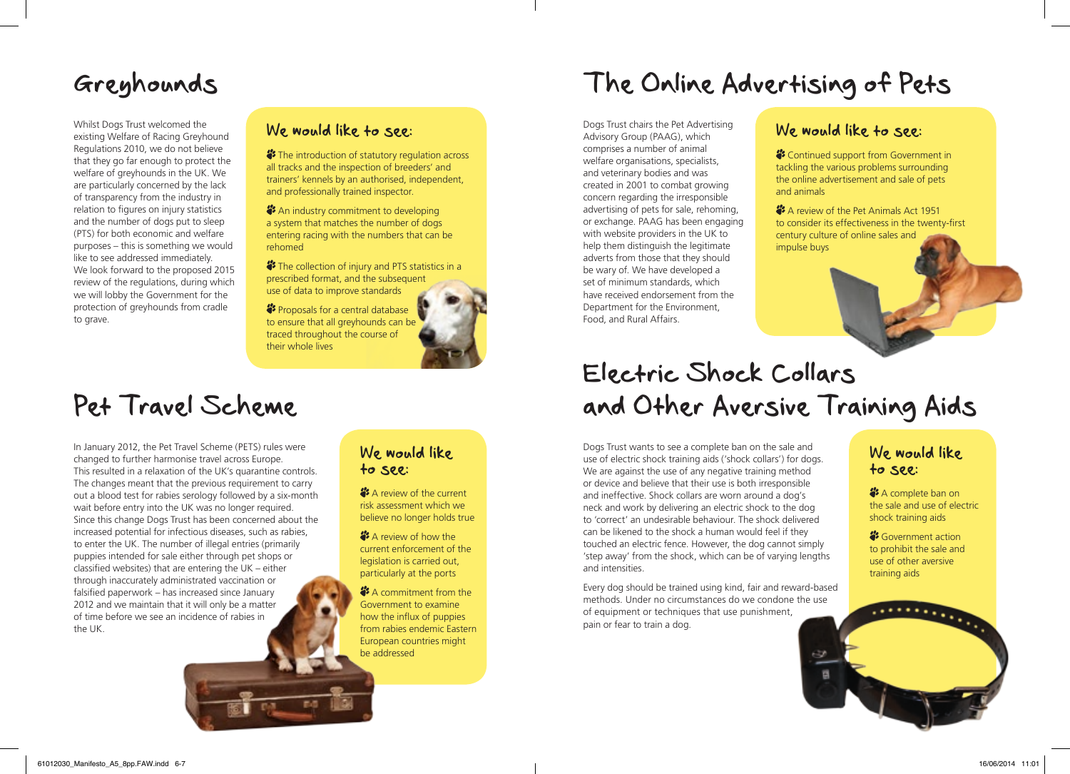# Greyhounds

Whilst Dogs Trust welcomed the existing Welfare of Racing Greyhound Regulations 2010, we do not believe that they go far enough to protect the welfare of greyhounds in the UK. We are particularly concerned by the lack of transparency from the industry in relation to figures on injury statistics and the number of dogs put to sleep (PTS) for both economic and welfare purposes – this is something we would like to see addressed immediately. We look forward to the proposed 2015 review of the regulations, during which we will lobby the Government for the protection of greyhounds from cradle to grave.

## We would like to see:

- The introduction of statutory regulation across all tracks and the inspection of breeders' and trainers' kennels by an authorised, independent, and professionally trained inspector.
- An industry commitment to developing a system that matches the number of dogs entering racing with the numbers that can be rehomed
- The collection of injury and PTS statistics in a prescribed format, and the subsequent use of data to improve standards
- Proposals for a central database to ensure that all greyhounds can be traced throughout the course of their whole lives

# Pet Travel Scheme

In January 2012, the Pet Travel Scheme (PETS) rules were changed to further harmonise travel across Europe. This resulted in a relaxation of the UK's quarantine controls. The changes meant that the previous requirement to carry out a blood test for rabies serology followed by a six-month wait before entry into the UK was no longer required. Since this change Dogs Trust has been concerned about the increased potential for infectious diseases, such as rabies, to enter the UK. The number of illegal entries (primarily puppies intended for sale either through pet shops or classified websites) that are entering the UK – either through inaccurately administrated vaccination or falsified paperwork – has increased since January 2012 and we maintain that it will only be a matter of time before we see an incidence of rabies in the UK.

## We would like to see:

- A review of the current risk assessment which we believe no longer holds true
- A review of how the current enforcement of the legislation is carried out, particularly at the ports
- A commitment from the Government to examine how the influx of puppies from rabies endemic Eastern European countries might be addressed

# The Online Advertising of Pets

Dogs Trust chairs the Pet Advertising Advisory Group (PAAG), which comprises a number of animal welfare organisations, specialists, and veterinary bodies and was created in 2001 to combat growing concern regarding the irresponsible advertising of pets for sale, rehoming, or exchange. PAAG has been engaging with website providers in the UK to help them distinguish the legitimate adverts from those that they should be wary of. We have developed a set of minimum standards, which have received endorsement from the Department for the Environment, Food, and Rural Affairs.

## We would like to see:

- Continued support from Government in tackling the various problems surrounding the online advertisement and sale of pets and animals
- A review of the Pet Animals Act 1951 to consider its effectiveness in the twenty-first century culture of online sales and impulse buys

# Electric Shock Collars and Other Aversive Training Aids

Dogs Trust wants to see a complete ban on the sale and use of electric shock training aids ('shock collars') for dogs. We are against the use of any negative training method or device and believe that their use is both irresponsible and ineffective. Shock collars are worn around a dog's neck and work by delivering an electric shock to the dog to 'correct' an undesirable behaviour. The shock delivered can be likened to the shock a human would feel if they touched an electric fence. However, the dog cannot simply 'step away' from the shock, which can be of varying lengths and intensities.

Every dog should be trained using kind, fair and reward-based methods. Under no circumstances do we condone the use of equipment or techniques that use punishment, pain or fear to train a dog.

## We would like to see:

- A complete ban on the sale and use of electric shock training aids
- Government action to prohibit the sale and use of other aversive training aids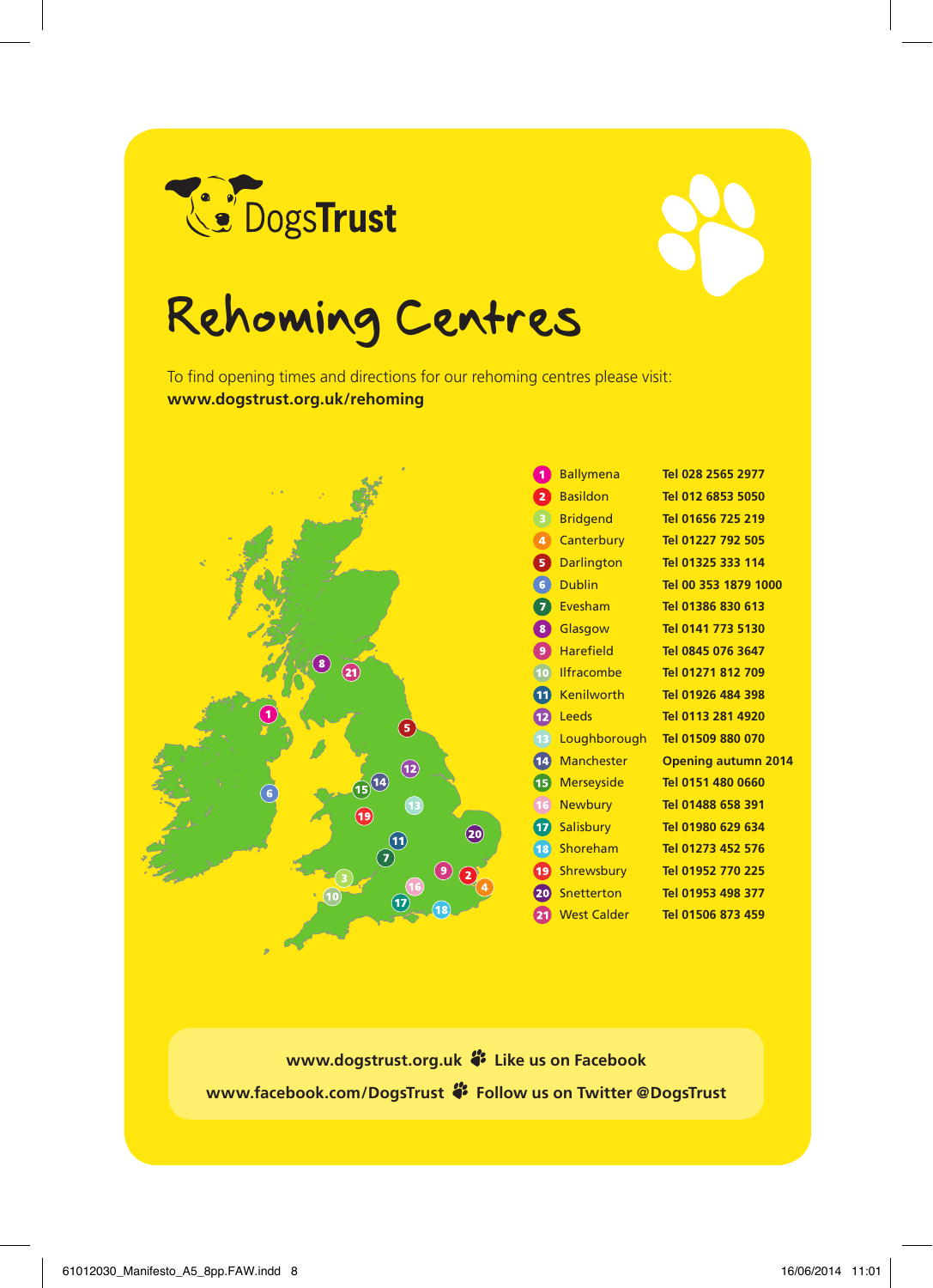DogsTrust

# Rehoming Centres

To find opening times and directions for our rehoming centres please visit:
**www.dogstrust.org.uk/rehoming**

| | | |
|---|---|---|
| 1 | Ballymena | **Tel 028 2565 2977** |
| 2 | Basildon | **Tel 012 6853 5050** |
| 3 | Bridgend | **Tel 01656 725 219** |
| 4 | Canterbury | **Tel 01227 792 505** |
| 5 | Darlington | **Tel 01325 333 114** |
| 6 | Dublin | **Tel 00 353 1879 1000** |
| 7 | Evesham | **Tel 01386 830 613** |
| 8 | Glasgow | **Tel 0141 773 5130** |
| 9 | Harefield | **Tel 0845 076 3647** |
| 10 | Ilfracombe | **Tel 01271 812 709** |
| 11 | Kenilworth | **Tel 01926 484 398** |
| 12 | Leeds | **Tel 0113 281 4920** |
| 13 | Loughborough | **Tel 01509 880 070** |
| 14 | Manchester | **Opening autumn 2014** |
| 15 | Merseyside | **Tel 0151 480 0660** |
| 16 | Newbury | **Tel 01488 658 391** |
| 17 | Salisbury | **Tel 01980 629 634** |
| 18 | Shoreham | **Tel 01273 452 576** |
| 19 | Shrewsbury | **Tel 01952 770 225** |
| 20 | Snetterton | **Tel 01953 498 377** |
| 21 | West Calder | **Tel 01506 873 459** |

**www.dogstrust.org.uk** **Like us on Facebook**
**www.facebook.com/DogsTrust** **Follow us on Twitter @DogsTrust**